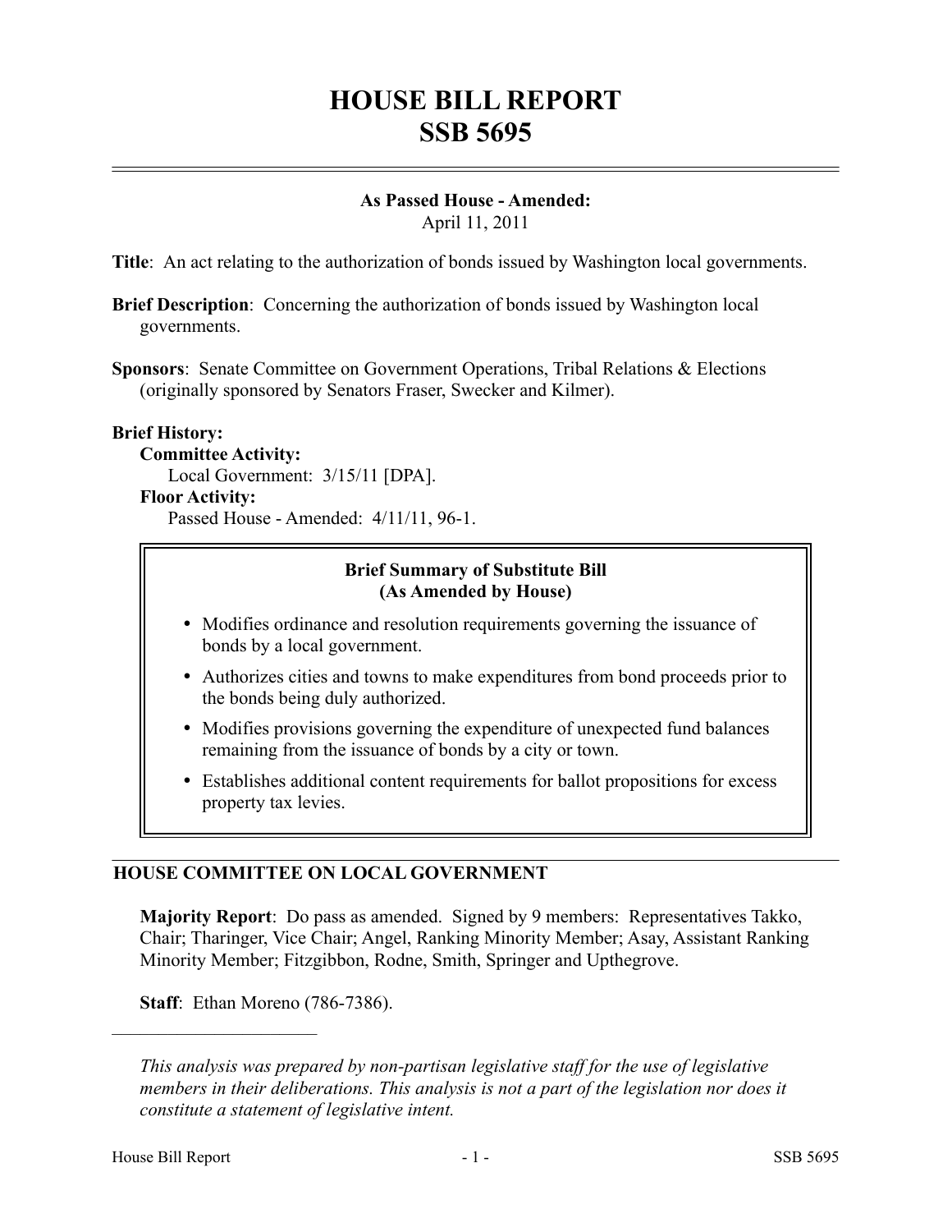# HOUSE BILL REPORT
# SSB 5695

**As Passed House - Amended:**
April 11, 2011

**Title**: An act relating to the authorization of bonds issued by Washington local governments.

**Brief Description**: Concerning the authorization of bonds issued by Washington local governments.

**Sponsors**: Senate Committee on Government Operations, Tribal Relations & Elections (originally sponsored by Senators Fraser, Swecker and Kilmer).

**Brief History:**

**Committee Activity:**
Local Government: 3/15/11 [DPA].

**Floor Activity:**
Passed House - Amended: 4/11/11, 96-1.

**Brief Summary of Substitute Bill (As Amended by House)**

- Modifies ordinance and resolution requirements governing the issuance of bonds by a local government.
- Authorizes cities and towns to make expenditures from bond proceeds prior to the bonds being duly authorized.
- Modifies provisions governing the expenditure of unexpected fund balances remaining from the issuance of bonds by a city or town.
- Establishes additional content requirements for ballot propositions for excess property tax levies.

## HOUSE COMMITTEE ON LOCAL GOVERNMENT

**Majority Report**: Do pass as amended. Signed by 9 members: Representatives Takko, Chair; Tharinger, Vice Chair; Angel, Ranking Minority Member; Asay, Assistant Ranking Minority Member; Fitzgibbon, Rodne, Smith, Springer and Upthegrove.

**Staff**: Ethan Moreno (786-7386).

---

*This analysis was prepared by non-partisan legislative staff for the use of legislative members in their deliberations. This analysis is not a part of the legislation nor does it constitute a statement of legislative intent.*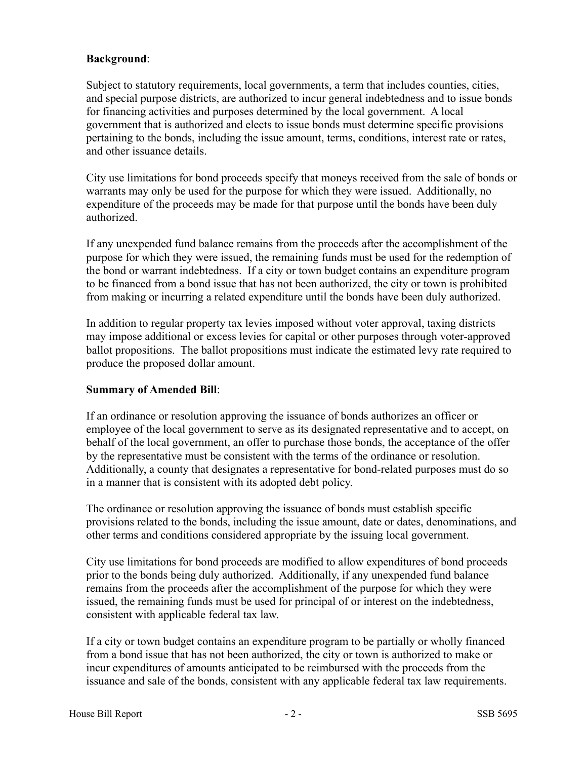**Background**:

Subject to statutory requirements, local governments, a term that includes counties, cities, and special purpose districts, are authorized to incur general indebtedness and to issue bonds for financing activities and purposes determined by the local government. A local government that is authorized and elects to issue bonds must determine specific provisions pertaining to the bonds, including the issue amount, terms, conditions, interest rate or rates, and other issuance details.

City use limitations for bond proceeds specify that moneys received from the sale of bonds or warrants may only be used for the purpose for which they were issued. Additionally, no expenditure of the proceeds may be made for that purpose until the bonds have been duly authorized.

If any unexpended fund balance remains from the proceeds after the accomplishment of the purpose for which they were issued, the remaining funds must be used for the redemption of the bond or warrant indebtedness. If a city or town budget contains an expenditure program to be financed from a bond issue that has not been authorized, the city or town is prohibited from making or incurring a related expenditure until the bonds have been duly authorized.

In addition to regular property tax levies imposed without voter approval, taxing districts may impose additional or excess levies for capital or other purposes through voter-approved ballot propositions. The ballot propositions must indicate the estimated levy rate required to produce the proposed dollar amount.

**Summary of Amended Bill**:

If an ordinance or resolution approving the issuance of bonds authorizes an officer or employee of the local government to serve as its designated representative and to accept, on behalf of the local government, an offer to purchase those bonds, the acceptance of the offer by the representative must be consistent with the terms of the ordinance or resolution. Additionally, a county that designates a representative for bond-related purposes must do so in a manner that is consistent with its adopted debt policy.

The ordinance or resolution approving the issuance of bonds must establish specific provisions related to the bonds, including the issue amount, date or dates, denominations, and other terms and conditions considered appropriate by the issuing local government.

City use limitations for bond proceeds are modified to allow expenditures of bond proceeds prior to the bonds being duly authorized. Additionally, if any unexpended fund balance remains from the proceeds after the accomplishment of the purpose for which they were issued, the remaining funds must be used for principal of or interest on the indebtedness, consistent with applicable federal tax law.

If a city or town budget contains an expenditure program to be partially or wholly financed from a bond issue that has not been authorized, the city or town is authorized to make or incur expenditures of amounts anticipated to be reimbursed with the proceeds from the issuance and sale of the bonds, consistent with any applicable federal tax law requirements.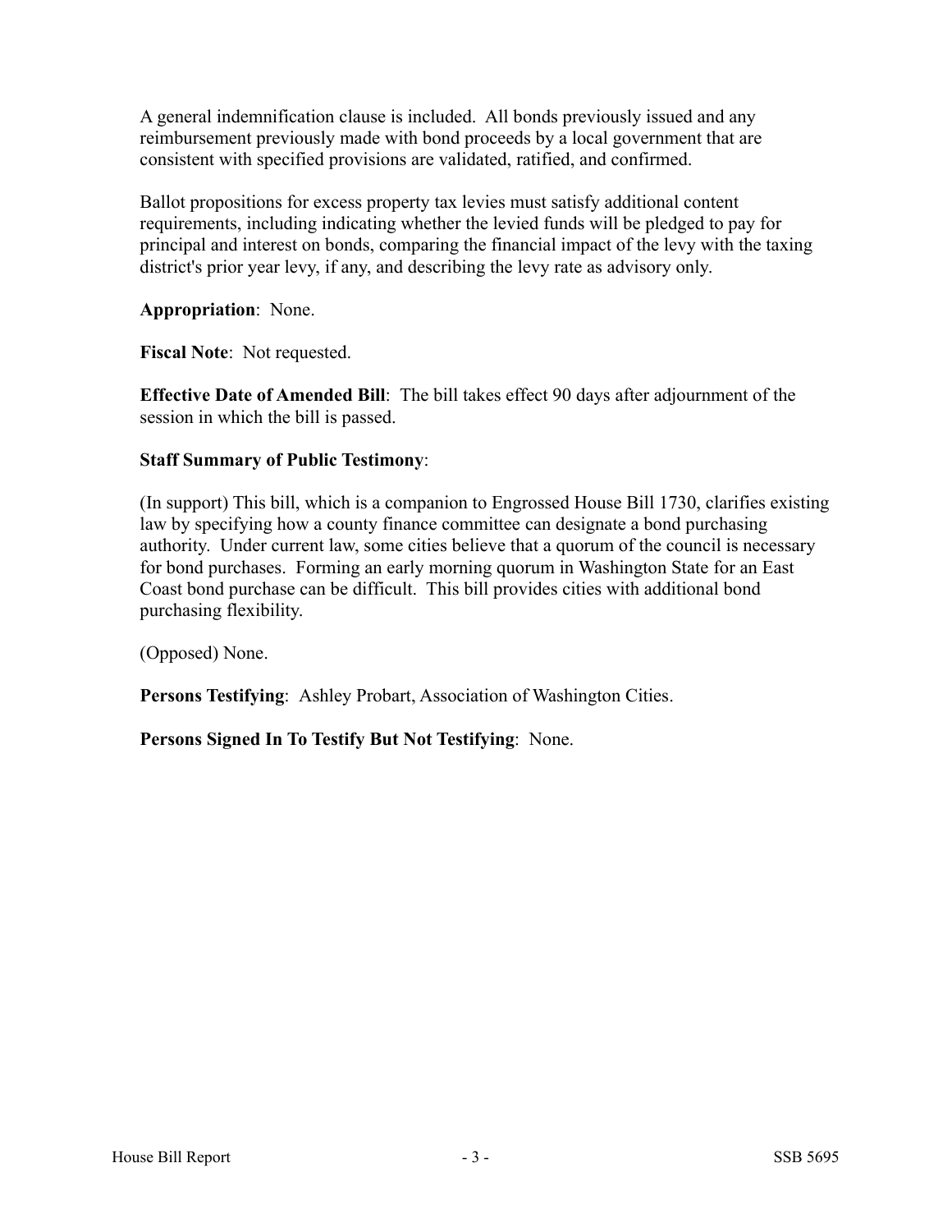A general indemnification clause is included. All bonds previously issued and any reimbursement previously made with bond proceeds by a local government that are consistent with specified provisions are validated, ratified, and confirmed.

Ballot propositions for excess property tax levies must satisfy additional content requirements, including indicating whether the levied funds will be pledged to pay for principal and interest on bonds, comparing the financial impact of the levy with the taxing district's prior year levy, if any, and describing the levy rate as advisory only.

**Appropriation**: None.

**Fiscal Note**: Not requested.

**Effective Date of Amended Bill**: The bill takes effect 90 days after adjournment of the session in which the bill is passed.

**Staff Summary of Public Testimony**:

(In support) This bill, which is a companion to Engrossed House Bill 1730, clarifies existing law by specifying how a county finance committee can designate a bond purchasing authority. Under current law, some cities believe that a quorum of the council is necessary for bond purchases. Forming an early morning quorum in Washington State for an East Coast bond purchase can be difficult. This bill provides cities with additional bond purchasing flexibility.

(Opposed) None.

**Persons Testifying**: Ashley Probart, Association of Washington Cities.

**Persons Signed In To Testify But Not Testifying**: None.